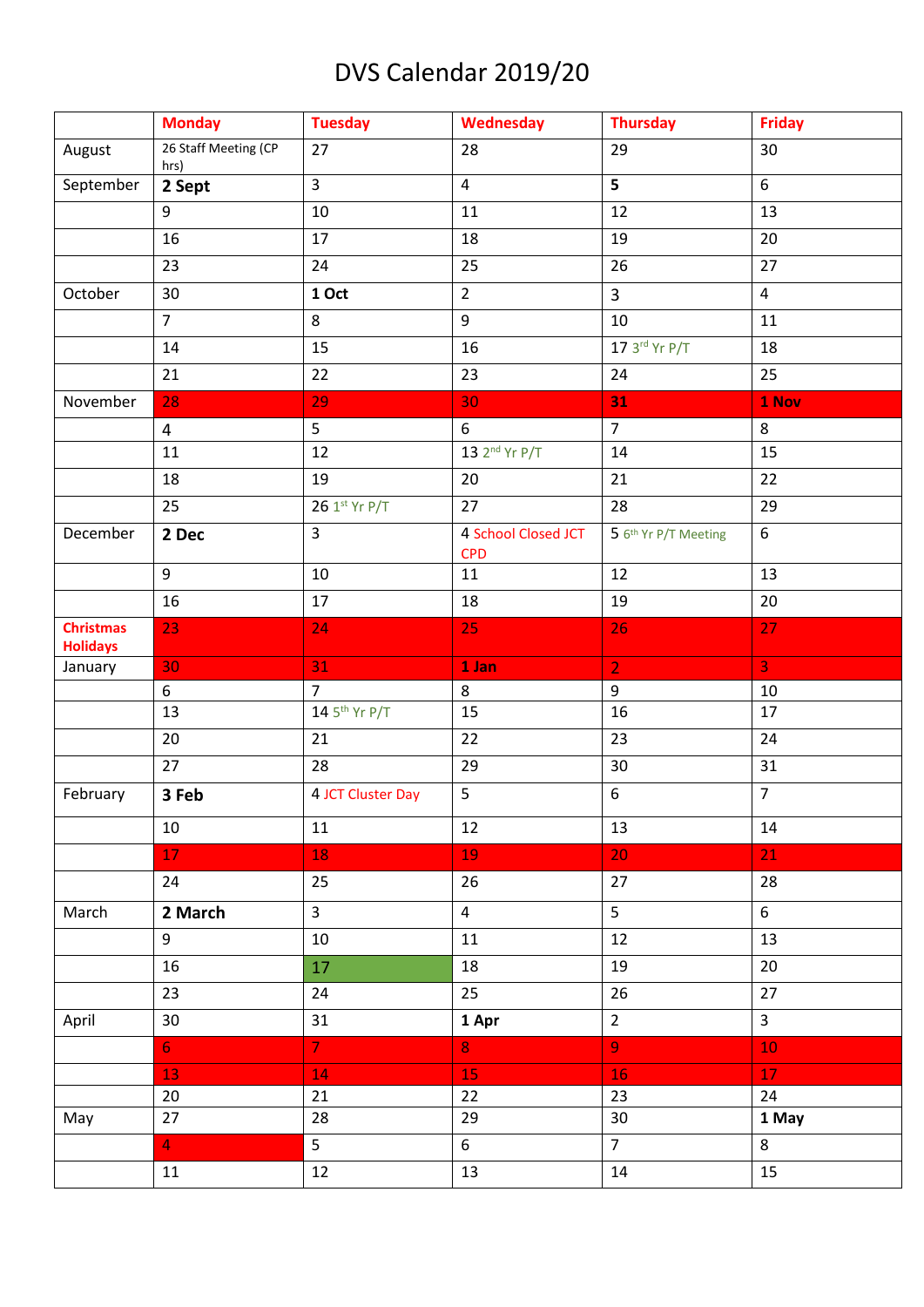# DVS Calendar 2019/20

| | Monday | Tuesday | Wednesday | Thursday | Friday |
|---|---|---|---|---|---|
| August | 26 Staff Meeting (CP hrs) | 27 | 28 | 29 | 30 |
| September | **2 Sept** | 3 | 4 | **5** | 6 |
| | 9 | 10 | 11 | 12 | 13 |
| | 16 | 17 | 18 | 19 | 20 |
| | 23 | 24 | 25 | 26 | 27 |
| October | 30 | **1 Oct** | 2 | 3 | 4 |
| | 7 | 8 | 9 | 10 | 11 |
| | 14 | 15 | 16 | 17 3rd Yr P/T | 18 |
| | 21 | 22 | 23 | 24 | 25 |
| November | 28 | 29 | 30 | **31** | **1 Nov** |
| | 4 | 5 | 6 | 7 | 8 |
| | 11 | 12 | 13 2nd Yr P/T | 14 | 15 |
| | 18 | 19 | 20 | 21 | 22 |
| | 25 | 26 1st Yr P/T | 27 | 28 | 29 |
| December | **2 Dec** | 3 | 4 School Closed JCT CPD | 5 6th Yr P/T Meeting | 6 |
| | 9 | 10 | 11 | 12 | 13 |
| | 16 | 17 | 18 | 19 | 20 |
| **Christmas Holidays** | 23 | 24 | 25 | 26 | 27 |
| January | 30 | 31 | **1 Jan** | 2 | 3 |
| | 6 | 7 | 8 | 9 | 10 |
| | 13 | 14 5th Yr P/T | 15 | 16 | 17 |
| | 20 | 21 | 22 | 23 | 24 |
| | 27 | 28 | 29 | 30 | 31 |
| February | **3 Feb** | 4 JCT Cluster Day | 5 | 6 | 7 |
| | 10 | 11 | 12 | 13 | 14 |
| | 17 | 18 | 19 | 20 | 21 |
| | 24 | 25 | 26 | 27 | 28 |
| March | **2 March** | 3 | 4 | 5 | 6 |
| | 9 | 10 | 11 | 12 | 13 |
| | 16 | 17 | 18 | 19 | 20 |
| | 23 | 24 | 25 | 26 | 27 |
| April | 30 | 31 | **1 Apr** | 2 | 3 |
| | 6 | 7 | 8 | 9 | 10 |
| | 13 | 14 | 15 | 16 | 17 |
| | 20 | 21 | 22 | 23 | 24 |
| May | 27 | 28 | 29 | 30 | **1 May** |
| | 4 | 5 | 6 | 7 | 8 |
| | 11 | 12 | 13 | 14 | 15 |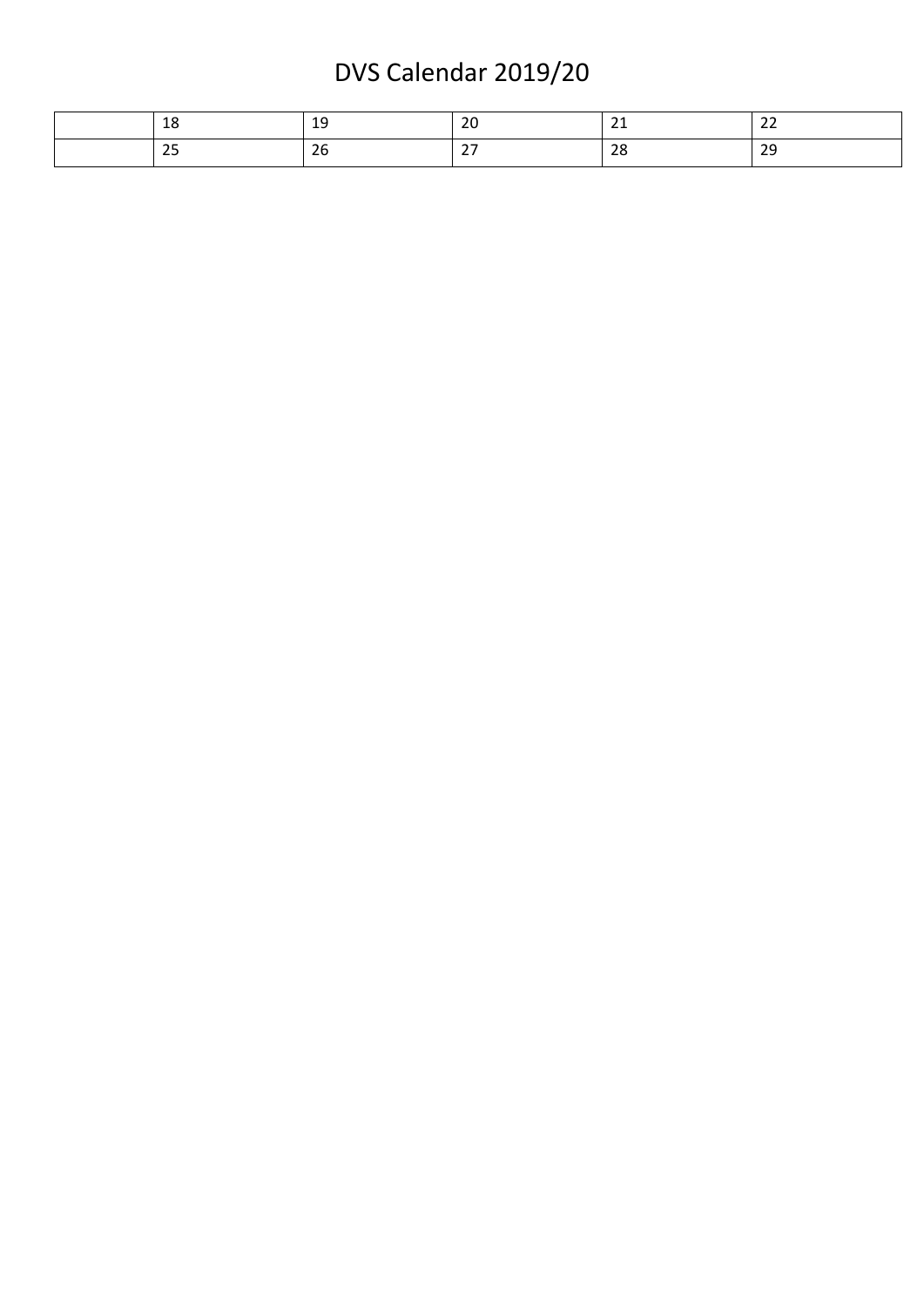# DVS Calendar 2019/20

| | | | | | |
|---|---|---|---|---|---|
| | 18 | 19 | 20 | 21 | 22 |
| | 25 | 26 | 27 | 28 | 29 |